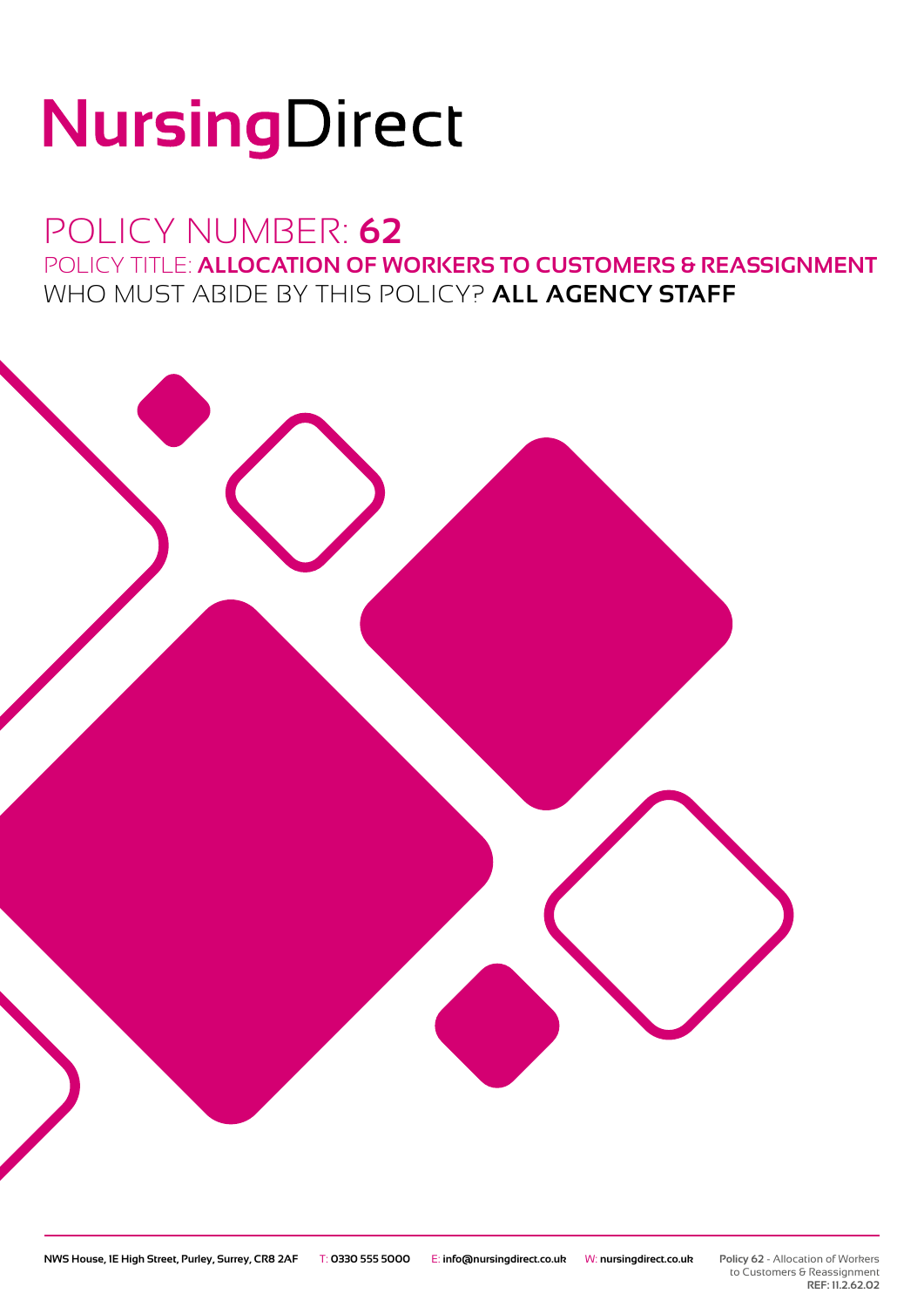# NursingDirect

## POLICY NUMBER: **62**

POLICY TITLE: **ALLOCATION OF WORKERS TO CUSTOMERS & REASSIGNMENT**

WHO MUST ABIDE BY THIS POLICY? **ALL AGENCY STAFF**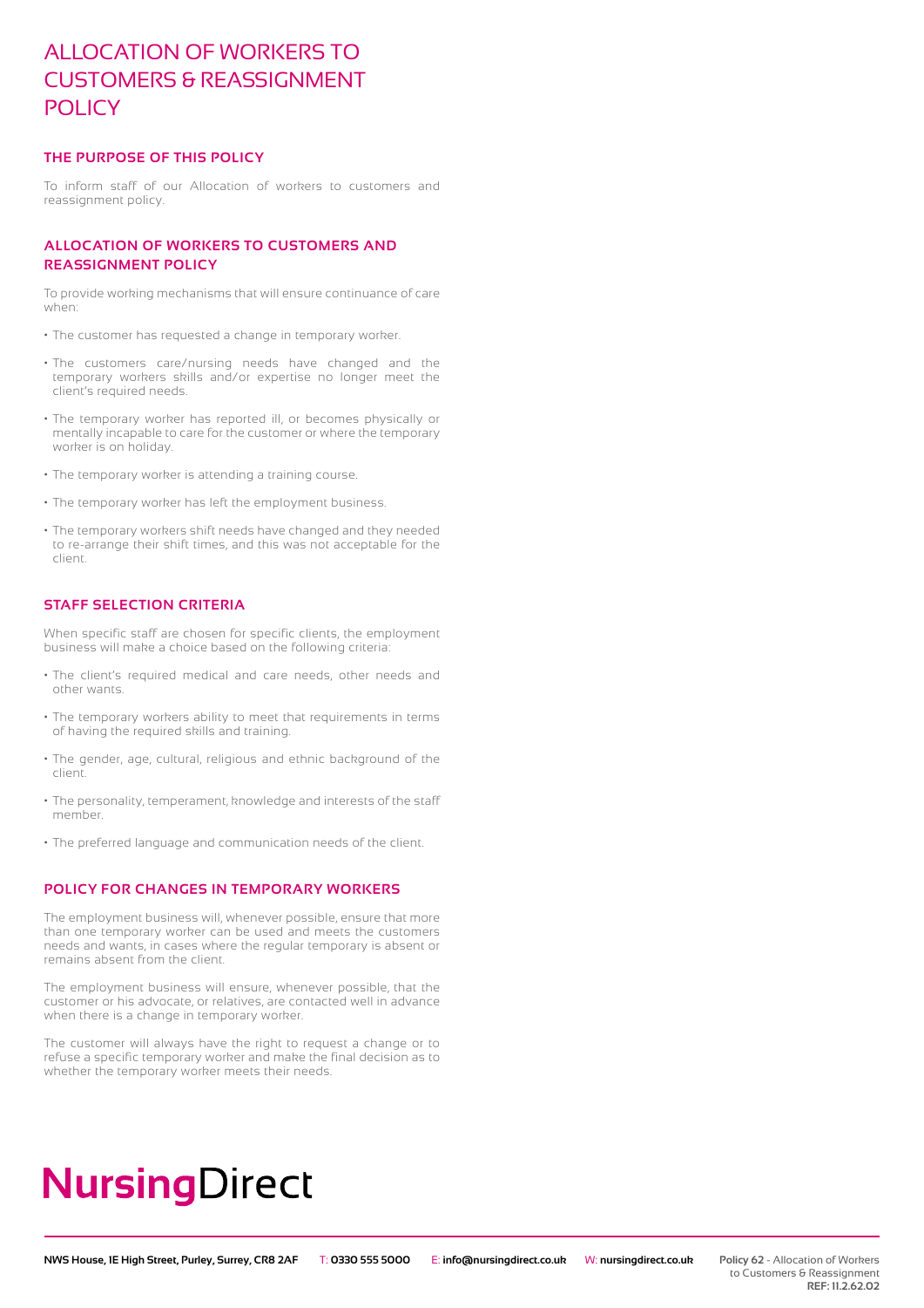# ALLOCATION OF WORKERS TO CUSTOMERS & REASSIGNMENT POLICY

## THE PURPOSE OF THIS POLICY

To inform staff of our Allocation of workers to customers and reassignment policy.

## ALLOCATION OF WORKERS TO CUSTOMERS AND REASSIGNMENT POLICY

To provide working mechanisms that will ensure continuance of care when:

- The customer has requested a change in temporary worker.
- The customers care/nursing needs have changed and the temporary workers skills and/or expertise no longer meet the client's required needs.
- The temporary worker has reported ill, or becomes physically or mentally incapable to care for the customer or where the temporary worker is on holiday.
- The temporary worker is attending a training course.
- The temporary worker has left the employment business.
- The temporary workers shift needs have changed and they needed to re-arrange their shift times, and this was not acceptable for the client.

## STAFF SELECTION CRITERIA

When specific staff are chosen for specific clients, the employment business will make a choice based on the following criteria:

- The client's required medical and care needs, other needs and other wants.
- The temporary workers ability to meet that requirements in terms of having the required skills and training.
- The gender, age, cultural, religious and ethnic background of the client.
- The personality, temperament, knowledge and interests of the staff member.
- The preferred language and communication needs of the client.

## POLICY FOR CHANGES IN TEMPORARY WORKERS

The employment business will, whenever possible, ensure that more than one temporary worker can be used and meets the customers needs and wants, in cases where the regular temporary is absent or remains absent from the client.

The employment business will ensure, whenever possible, that the customer or his advocate, or relatives, are contacted well in advance when there is a change in temporary worker.

The customer will always have the right to request a change or to refuse a specific temporary worker and make the final decision as to whether the temporary worker meets their needs.

**NursingDirect**

**NWS House, 1E High Street, Purley, Surrey, CR8 2AF** T: **0330 555 5000** E: **info@nursingdirect.co.uk** W: **nursingdirect.co.uk** **Policy 62** - Allocation of Workers to Customers & Reassignment **REF: 11.2.62.02**